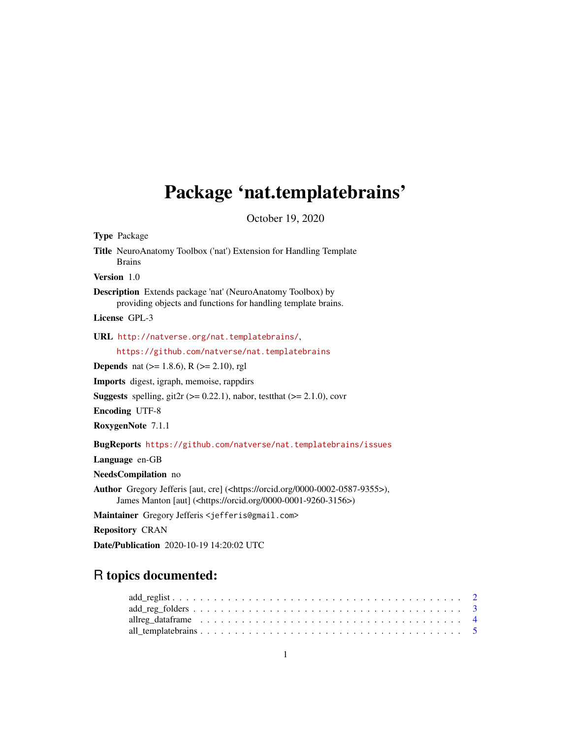# Package 'nat.templatebrains'

October 19, 2020

**Type** Package

**Title** NeuroAnatomy Toolbox ('nat') Extension for Handling Template Brains

**Version** 1.0

**Description** Extends package 'nat' (NeuroAnatomy Toolbox) by providing objects and functions for handling template brains.

**License** GPL-3

**URL** http://natverse.org/nat.templatebrains/, https://github.com/natverse/nat.templatebrains

**Depends** nat (>= 1.8.6), R (>= 2.10), rgl

**Imports** digest, igraph, memoise, rappdirs

**Suggests** spelling, git2r (>= 0.22.1), nabor, testthat (>= 2.1.0), covr

**Encoding** UTF-8

**RoxygenNote** 7.1.1

**BugReports** https://github.com/natverse/nat.templatebrains/issues

**Language** en-GB

**NeedsCompilation** no

**Author** Gregory Jefferis [aut, cre] (<https://orcid.org/0000-0002-0587-9355>), James Manton [aut] (<https://orcid.org/0000-0001-9260-3156>)

**Maintainer** Gregory Jefferis <jefferis@gmail.com>

**Repository** CRAN

**Date/Publication** 2020-10-19 14:20:02 UTC

## R topics documented:

- add_reglist . . . . . . . . . . . . . . . . . . . . . . . . . . . . . . . . . . . . . . . . . . 2
- add_reg_folders . . . . . . . . . . . . . . . . . . . . . . . . . . . . . . . . . . . . . . . . 3
- allreg_dataframe . . . . . . . . . . . . . . . . . . . . . . . . . . . . . . . . . . . . . . . 4
- all_templatebrains . . . . . . . . . . . . . . . . . . . . . . . . . . . . . . . . . . . . . . 5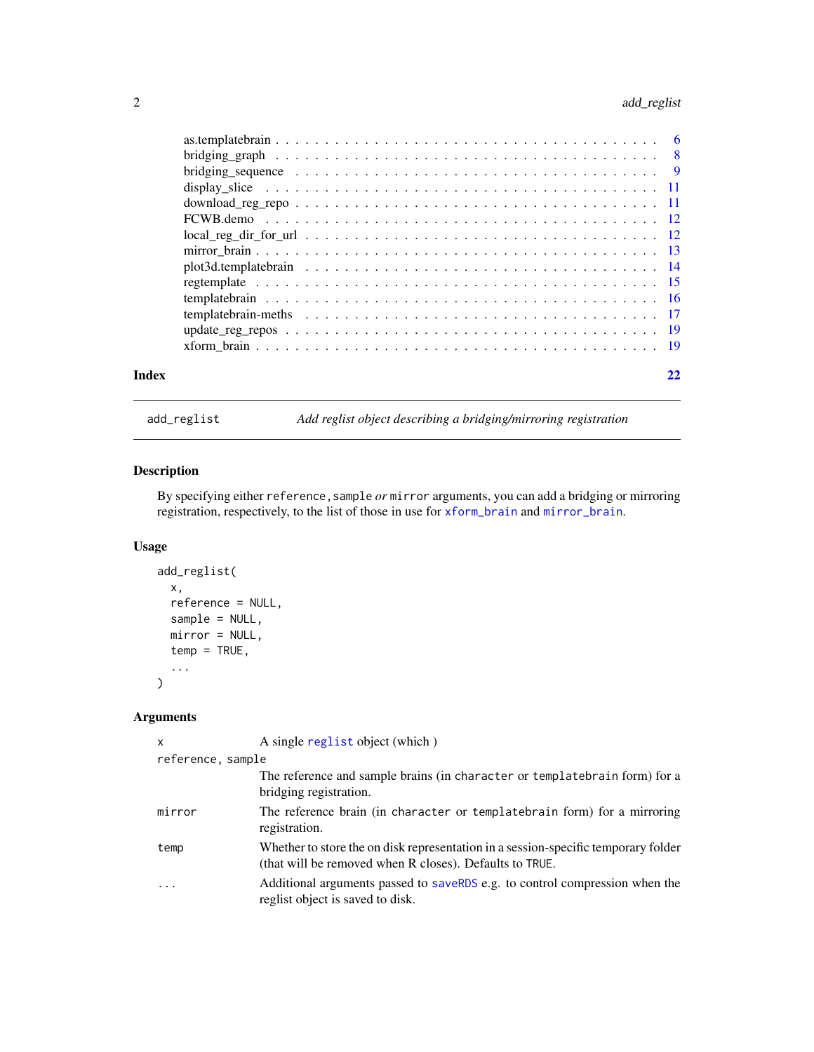as.templatebrain . . . . . . . . . . . . . . . . . . . . . . . . . . . . . . . . . . . . 6
bridging_graph . . . . . . . . . . . . . . . . . . . . . . . . . . . . . . . . . . . . 8
bridging_sequence . . . . . . . . . . . . . . . . . . . . . . . . . . . . . . . . . . . 9
display_slice . . . . . . . . . . . . . . . . . . . . . . . . . . . . . . . . . . . . . 11
download_reg_repo . . . . . . . . . . . . . . . . . . . . . . . . . . . . . . . . . . 11
FCWB.demo . . . . . . . . . . . . . . . . . . . . . . . . . . . . . . . . . . . . . . 12
local_reg_dir_for_url . . . . . . . . . . . . . . . . . . . . . . . . . . . . . . . . . 12
mirror_brain . . . . . . . . . . . . . . . . . . . . . . . . . . . . . . . . . . . . . 13
plot3d.templatebrain . . . . . . . . . . . . . . . . . . . . . . . . . . . . . . . . . 14
regtemplate . . . . . . . . . . . . . . . . . . . . . . . . . . . . . . . . . . . . . . 15
templatebrain . . . . . . . . . . . . . . . . . . . . . . . . . . . . . . . . . . . . . 16
templatebrain-meths . . . . . . . . . . . . . . . . . . . . . . . . . . . . . . . . . . 17
update_reg_repos . . . . . . . . . . . . . . . . . . . . . . . . . . . . . . . . . . . 19
xform_brain . . . . . . . . . . . . . . . . . . . . . . . . . . . . . . . . . . . . . . 19

**Index** 22

---

`add_reglist` *Add reglist object describing a bridging/mirroring registration*

---

## Description

By specifying either `reference,sample` *or* `mirror` arguments, you can add a bridging or mirroring registration, respectively, to the list of those in use for `xform_brain` and `mirror_brain`.

## Usage

```
add_reglist(
  x,
  reference = NULL,
  sample = NULL,
  mirror = NULL,
  temp = TRUE,
  ...
)
```

## Arguments

| | |
|---|---|
| `x` | A single `reglist` object (which ) |
| `reference, sample` | The reference and sample brains (in `character` or `templatebrain` form) for a bridging registration. |
| `mirror` | The reference brain (in `character` or `templatebrain` form) for a mirroring registration. |
| `temp` | Whether to store the on disk representation in a session-specific temporary folder (that will be removed when R closes). Defaults to `TRUE`. |
| `...` | Additional arguments passed to `saveRDS` e.g. to control compression when the reglist object is saved to disk. |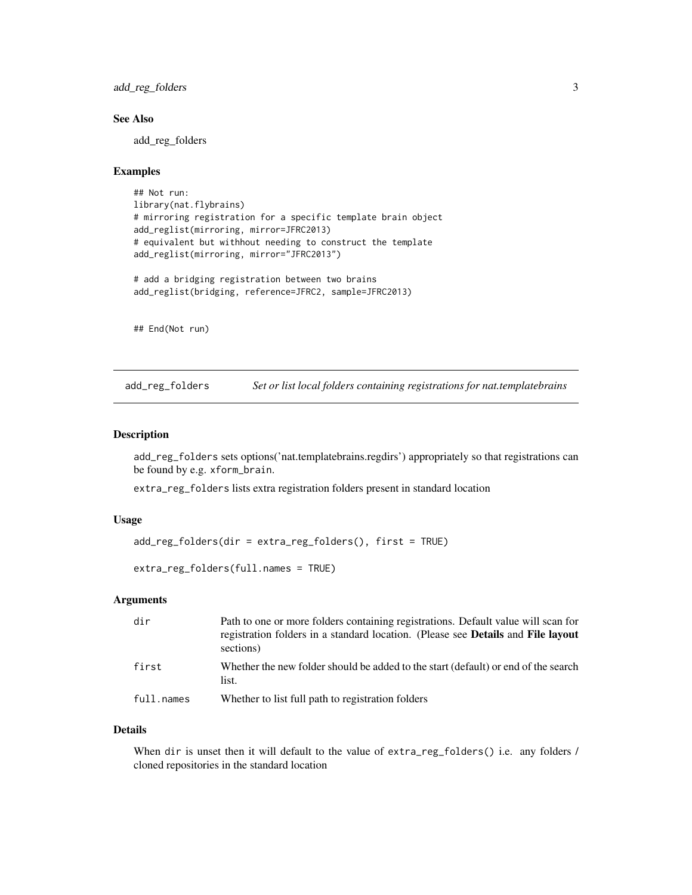### See Also

add_reg_folders

### Examples

```
## Not run:
library(nat.flybrains)
# mirroring registration for a specific template brain object
add_reglist(mirroring, mirror=JFRC2013)
# equivalent but withhout needing to construct the template
add_reglist(mirroring, mirror="JFRC2013")

# add a bridging registration between two brains
add_reglist(bridging, reference=JFRC2, sample=JFRC2013)


## End(Not run)
```

---

## add_reg_folders — *Set or list local folders containing registrations for nat.templatebrains*

### Description

add_reg_folders sets options('nat.templatebrains.regdirs') appropriately so that registrations can be found by e.g. xform_brain.

extra_reg_folders lists extra registration folders present in standard location

### Usage

```
add_reg_folders(dir = extra_reg_folders(), first = TRUE)

extra_reg_folders(full.names = TRUE)
```

### Arguments

| | |
|---|---|
| dir | Path to one or more folders containing registrations. Default value will scan for registration folders in a standard location. (Please see **Details** and **File layout** sections) |
| first | Whether the new folder should be added to the start (default) or end of the search list. |
| full.names | Whether to list full path to registration folders |

### Details

When dir is unset then it will default to the value of extra_reg_folders() i.e. any folders / cloned repositories in the standard location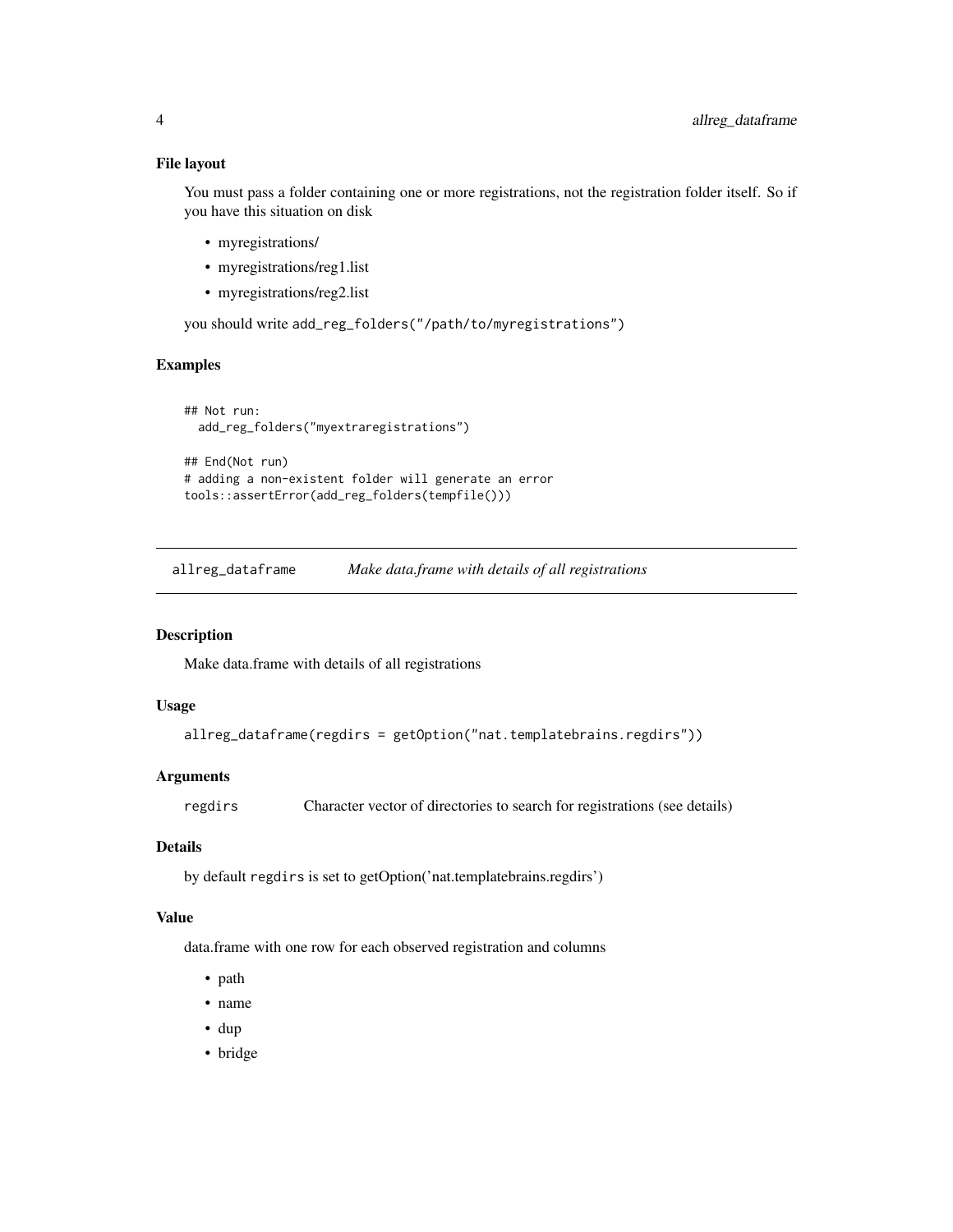### File layout

You must pass a folder containing one or more registrations, not the registration folder itself. So if you have this situation on disk

- myregistrations/
- myregistrations/reg1.list
- myregistrations/reg2.list

you should write `add_reg_folders("/path/to/myregistrations")`

### Examples

```
## Not run:
  add_reg_folders("myextraregistrations")

## End(Not run)
# adding a non-existent folder will generate an error
tools::assertError(add_reg_folders(tempfile()))
```

---

## allreg_dataframe — *Make data.frame with details of all registrations*

### Description

Make data.frame with details of all registrations

### Usage

```
allreg_dataframe(regdirs = getOption("nat.templatebrains.regdirs"))
```

### Arguments

| | |
|---|---|
| `regdirs` | Character vector of directories to search for registrations (see details) |

### Details

by default `regdirs` is set to getOption('nat.templatebrains.regdirs')

### Value

data.frame with one row for each observed registration and columns

- path
- name
- dup
- bridge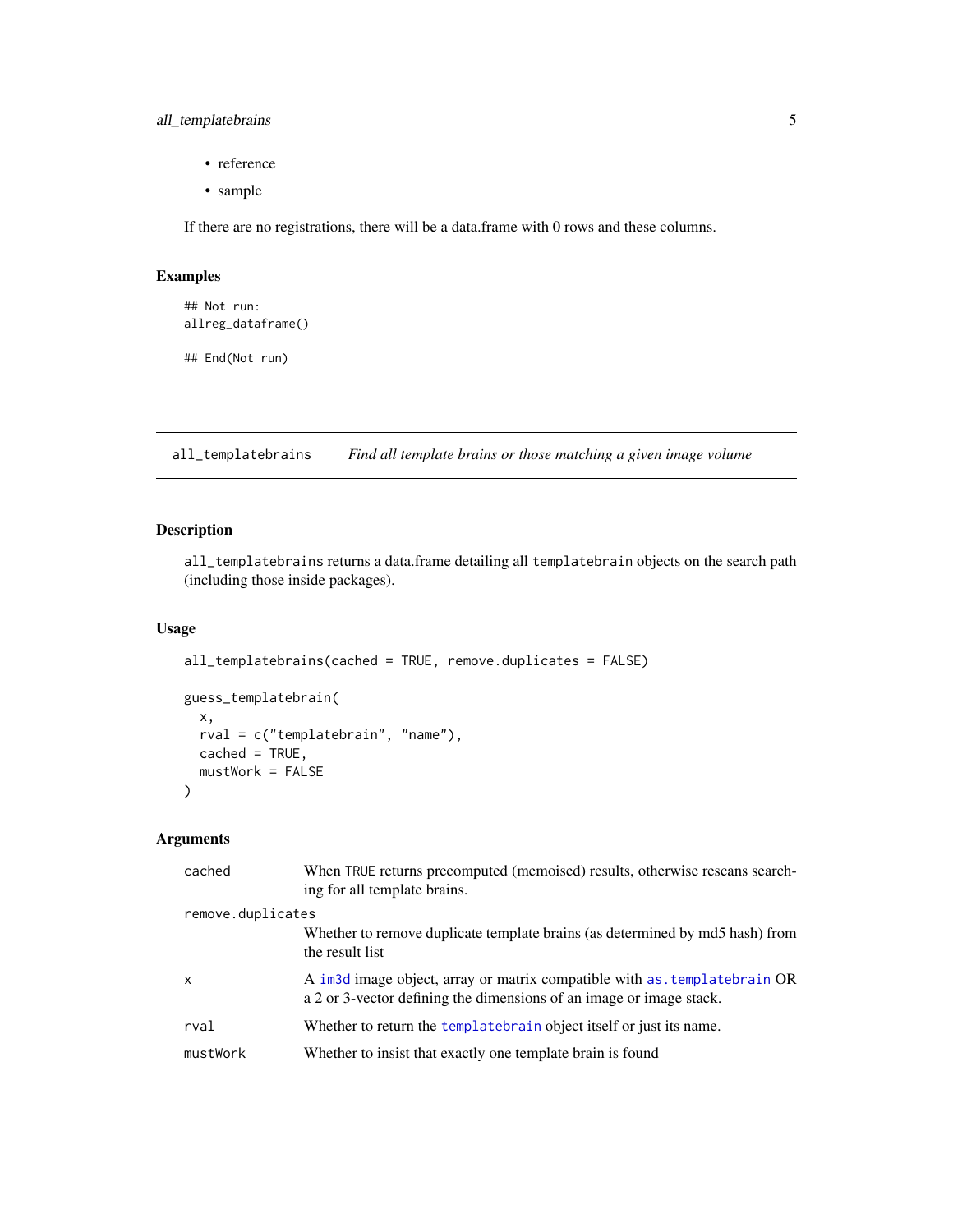- reference
- sample

If there are no registrations, there will be a data.frame with 0 rows and these columns.

### Examples

```
## Not run:
allreg_dataframe()

## End(Not run)
```

---

## all_templatebrains *Find all template brains or those matching a given image volume*

---

### Description

all_templatebrains returns a data.frame detailing all templatebrain objects on the search path (including those inside packages).

### Usage

```
all_templatebrains(cached = TRUE, remove.duplicates = FALSE)

guess_templatebrain(
  x,
  rval = c("templatebrain", "name"),
  cached = TRUE,
  mustWork = FALSE
)
```

### Arguments

| | |
|---|---|
| cached | When TRUE returns precomputed (memoised) results, otherwise rescans searching for all template brains. |
| remove.duplicates | Whether to remove duplicate template brains (as determined by md5 hash) from the result list |
| x | A im3d image object, array or matrix compatible with as.templatebrain OR a 2 or 3-vector defining the dimensions of an image or image stack. |
| rval | Whether to return the templatebrain object itself or just its name. |
| mustWork | Whether to insist that exactly one template brain is found |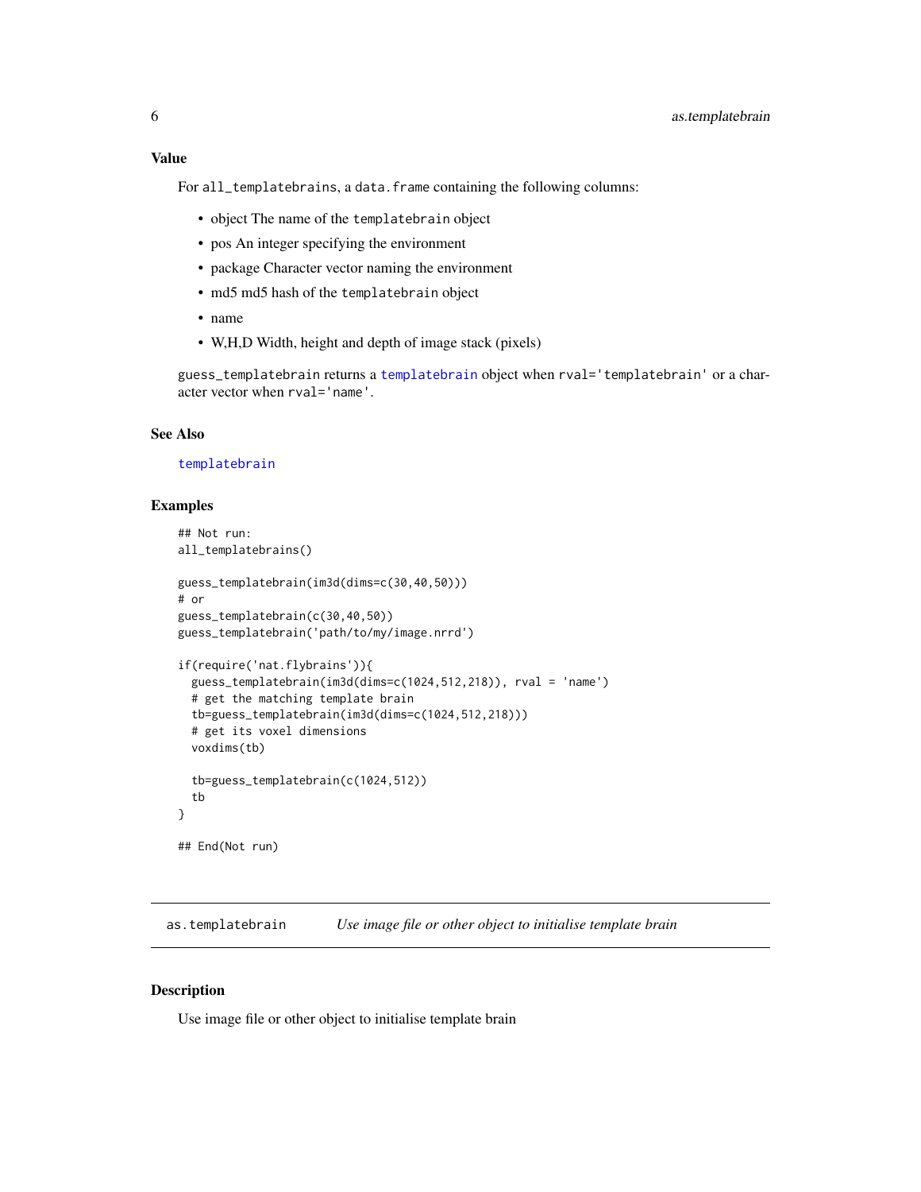### Value

For `all_templatebrains`, a `data.frame` containing the following columns:

- object The name of the `templatebrain` object
- pos An integer specifying the environment
- package Character vector naming the environment
- md5 md5 hash of the `templatebrain` object
- name
- W,H,D Width, height and depth of image stack (pixels)

`guess_templatebrain` returns a `templatebrain` object when `rval='templatebrain'` or a character vector when `rval='name'`.

### See Also

`templatebrain`

### Examples

```
## Not run:
all_templatebrains()

guess_templatebrain(im3d(dims=c(30,40,50)))
# or
guess_templatebrain(c(30,40,50))
guess_templatebrain('path/to/my/image.nrrd')

if(require('nat.flybrains')){
  guess_templatebrain(im3d(dims=c(1024,512,218)), rval = 'name')
  # get the matching template brain
  tb=guess_templatebrain(im3d(dims=c(1024,512,218)))
  # get its voxel dimensions
  voxdims(tb)

  tb=guess_templatebrain(c(1024,512))
  tb
}

## End(Not run)
```

---

## as.templatebrain — *Use image file or other object to initialise template brain*

### Description

Use image file or other object to initialise template brain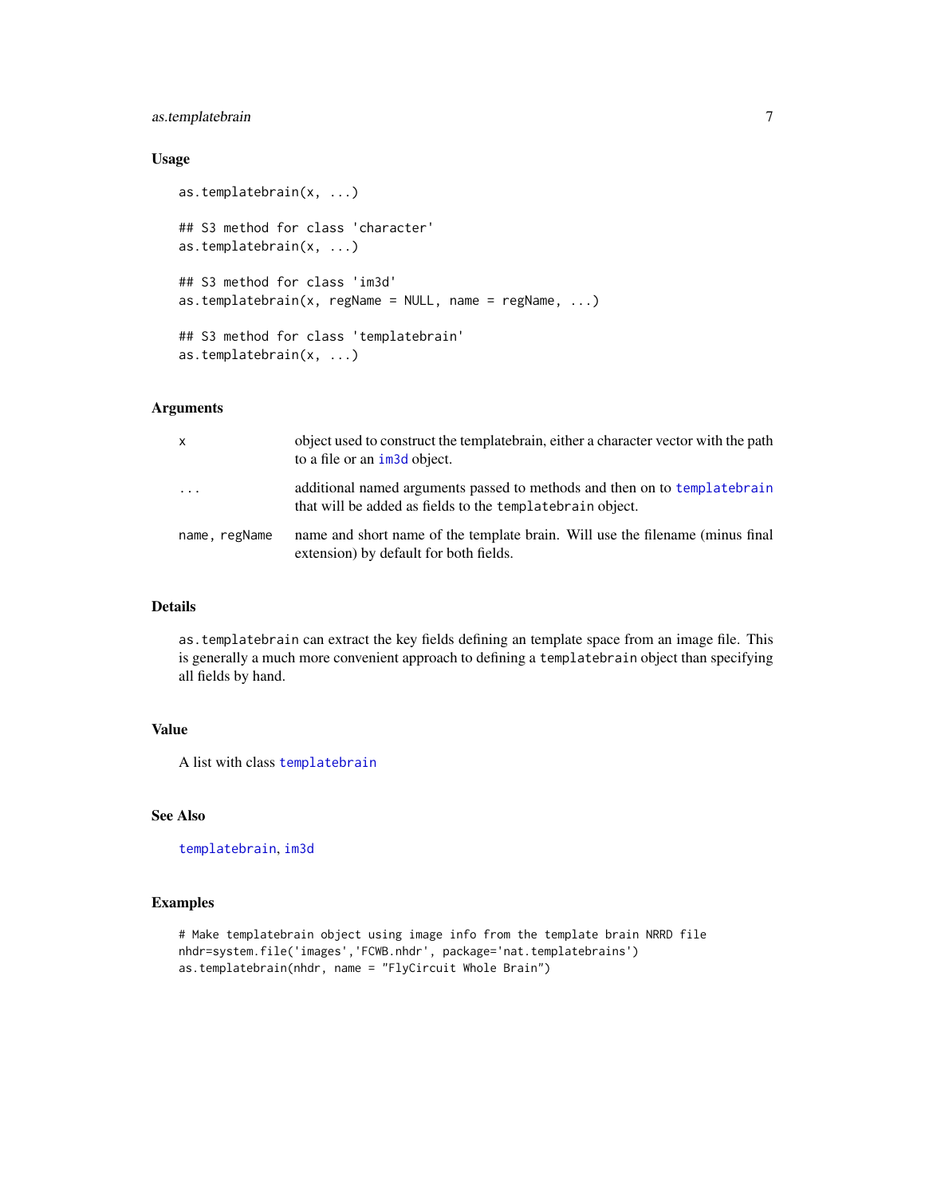### Usage

```
as.templatebrain(x, ...)

## S3 method for class 'character'
as.templatebrain(x, ...)

## S3 method for class 'im3d'
as.templatebrain(x, regName = NULL, name = regName, ...)

## S3 method for class 'templatebrain'
as.templatebrain(x, ...)
```

### Arguments

| | |
|---|---|
| `x` | object used to construct the templatebrain, either a character vector with the path to a file or an `im3d` object. |
| `...` | additional named arguments passed to methods and then on to `templatebrain` that will be added as fields to the `templatebrain` object. |
| `name, regName` | name and short name of the template brain. Will use the filename (minus final extension) by default for both fields. |

### Details

`as.templatebrain` can extract the key fields defining an template space from an image file. This is generally a much more convenient approach to defining a `templatebrain` object than specifying all fields by hand.

### Value

A list with class `templatebrain`

### See Also

`templatebrain`, `im3d`

### Examples

```
# Make templatebrain object using image info from the template brain NRRD file
nhdr=system.file('images','FCWB.nhdr', package='nat.templatebrains')
as.templatebrain(nhdr, name = "FlyCircuit Whole Brain")
```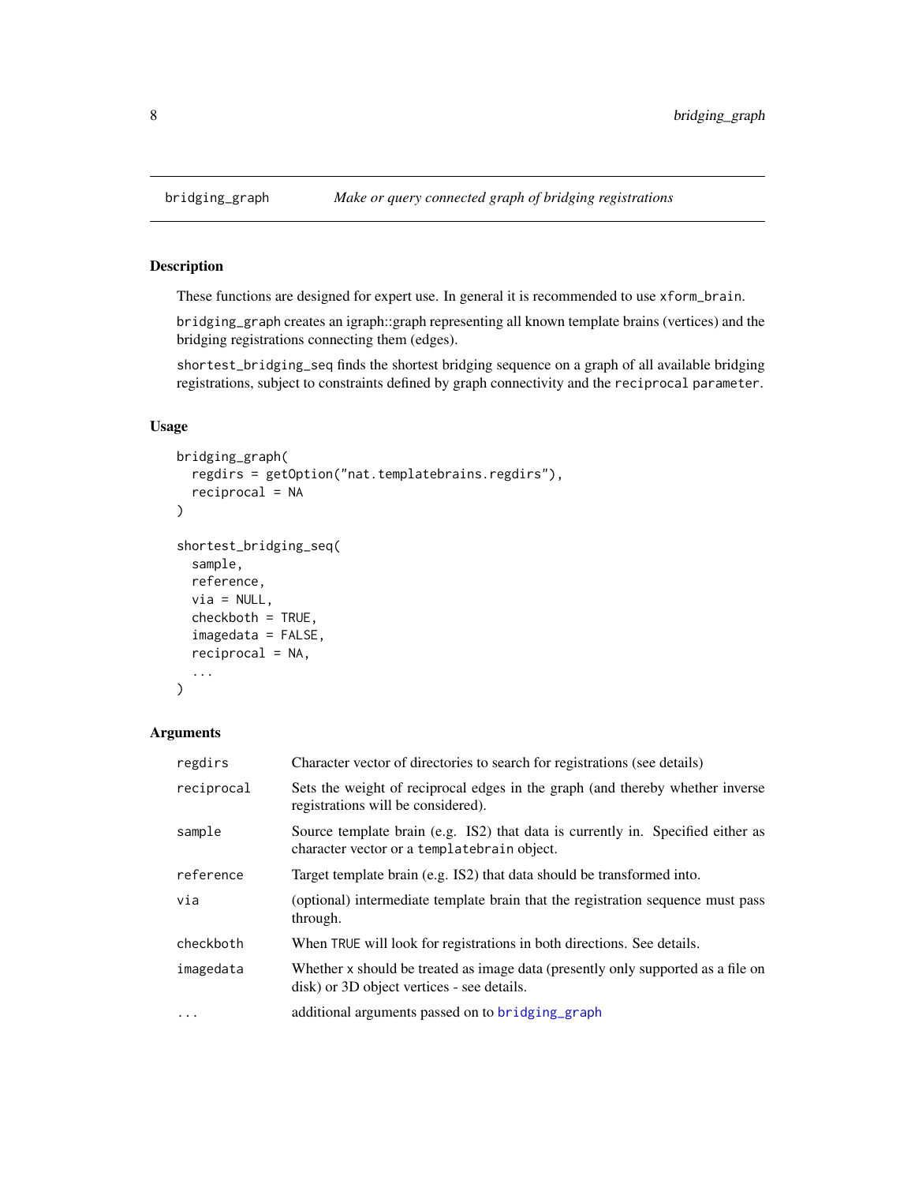## bridging_graph — *Make or query connected graph of bridging registrations*

### Description

These functions are designed for expert use. In general it is recommended to use `xform_brain`.

`bridging_graph` creates an igraph::graph representing all known template brains (vertices) and the bridging registrations connecting them (edges).

`shortest_bridging_seq` finds the shortest bridging sequence on a graph of all available bridging registrations, subject to constraints defined by graph connectivity and the `reciprocal` `parameter`.

### Usage

```
bridging_graph(
  regdirs = getOption("nat.templatebrains.regdirs"),
  reciprocal = NA
)

shortest_bridging_seq(
  sample,
  reference,
  via = NULL,
  checkboth = TRUE,
  imagedata = FALSE,
  reciprocal = NA,
  ...
)
```

### Arguments

| | |
|---|---|
| `regdirs` | Character vector of directories to search for registrations (see details) |
| `reciprocal` | Sets the weight of reciprocal edges in the graph (and thereby whether inverse registrations will be considered). |
| `sample` | Source template brain (e.g. IS2) that data is currently in. Specified either as character vector or a `templatebrain` object. |
| `reference` | Target template brain (e.g. IS2) that data should be transformed into. |
| `via` | (optional) intermediate template brain that the registration sequence must pass through. |
| `checkboth` | When `TRUE` will look for registrations in both directions. See details. |
| `imagedata` | Whether `x` should be treated as image data (presently only supported as a file on disk) or 3D object vertices - see details. |
| `...` | additional arguments passed on to `bridging_graph` |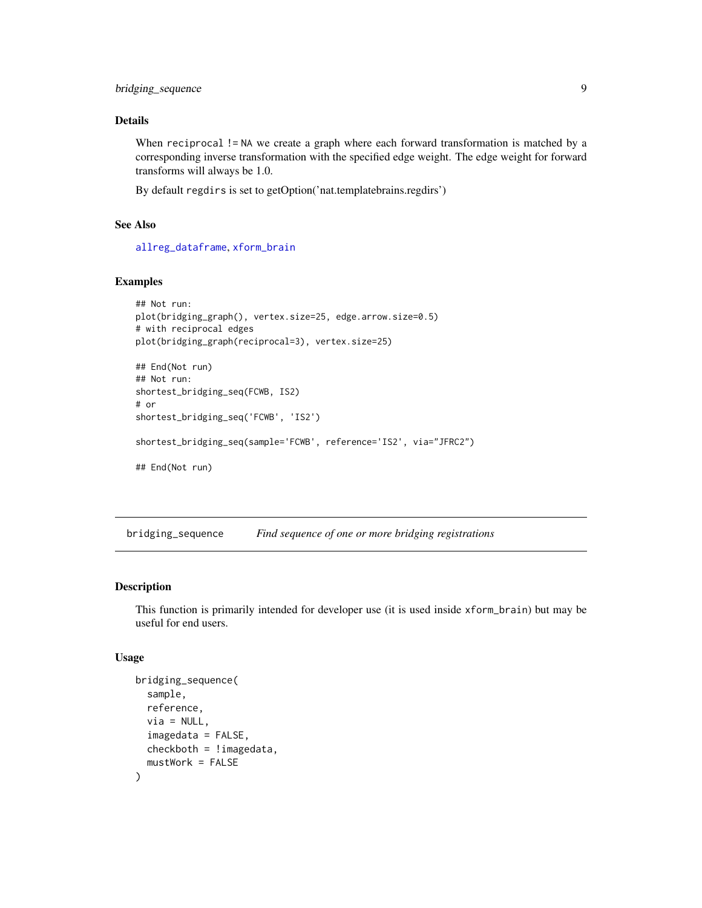### Details

When `reciprocal != NA` we create a graph where each forward transformation is matched by a corresponding inverse transformation with the specified edge weight. The edge weight for forward transforms will always be 1.0.

By default `regdirs` is set to getOption('nat.templatebrains.regdirs')

### See Also

allreg_dataframe, xform_brain

### Examples

```
## Not run:
plot(bridging_graph(), vertex.size=25, edge.arrow.size=0.5)
# with reciprocal edges
plot(bridging_graph(reciprocal=3), vertex.size=25)

## End(Not run)
## Not run:
shortest_bridging_seq(FCWB, IS2)
# or
shortest_bridging_seq('FCWB', 'IS2')

shortest_bridging_seq(sample='FCWB', reference='IS2', via="JFRC2")

## End(Not run)
```

---

## bridging_sequence    *Find sequence of one or more bridging registrations*

### Description

This function is primarily intended for developer use (it is used inside `xform_brain`) but may be useful for end users.

### Usage

```
bridging_sequence(
  sample,
  reference,
  via = NULL,
  imagedata = FALSE,
  checkboth = !imagedata,
  mustWork = FALSE
)
```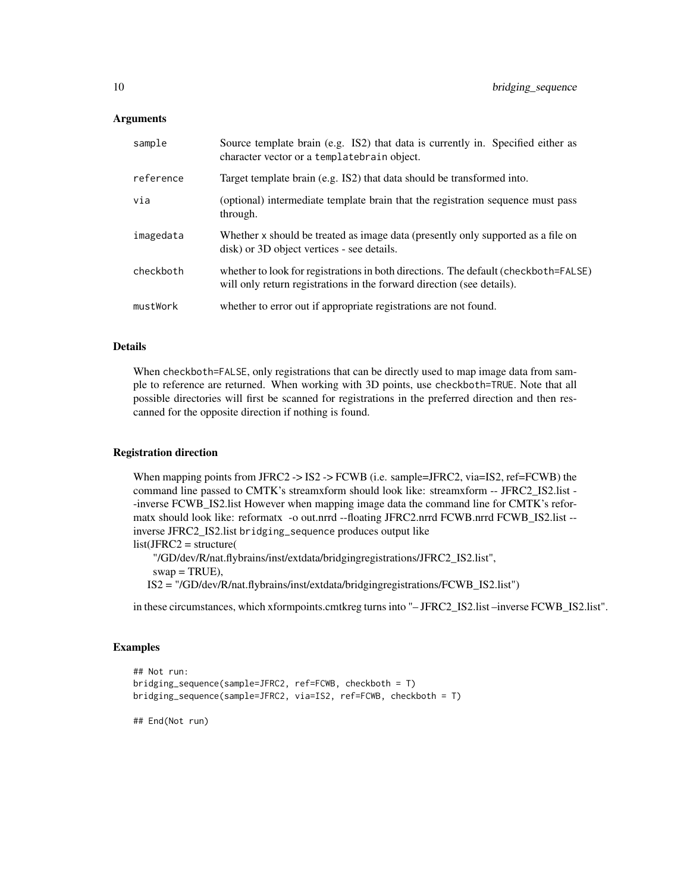### Arguments

| | |
|---|---|
| sample | Source template brain (e.g. IS2) that data is currently in. Specified either as character vector or a templatebrain object. |
| reference | Target template brain (e.g. IS2) that data should be transformed into. |
| via | (optional) intermediate template brain that the registration sequence must pass through. |
| imagedata | Whether x should be treated as image data (presently only supported as a file on disk) or 3D object vertices - see details. |
| checkboth | whether to look for registrations in both directions. The default (checkboth=FALSE) will only return registrations in the forward direction (see details). |
| mustWork | whether to error out if appropriate registrations are not found. |

### Details

When checkboth=FALSE, only registrations that can be directly used to map image data from sample to reference are returned. When working with 3D points, use checkboth=TRUE. Note that all possible directories will first be scanned for registrations in the preferred direction and then rescanned for the opposite direction if nothing is found.

### Registration direction

When mapping points from JFRC2 -> IS2 -> FCWB (i.e. sample=JFRC2, via=IS2, ref=FCWB) the command line passed to CMTK's streamxform should look like: streamxform -- JFRC2_IS2.list --inverse FCWB_IS2.list However when mapping image data the command line for CMTK's reformatx should look like: reformatx -o out.nrrd --floating JFRC2.nrrd FCWB.nrrd FCWB_IS2.list --inverse JFRC2_IS2.list bridging_sequence produces output like

```
list(JFRC2 = structure(
    "/GD/dev/R/nat.flybrains/inst/extdata/bridgingregistrations/JFRC2_IS2.list",
    swap = TRUE),
  IS2 = "/GD/dev/R/nat.flybrains/inst/extdata/bridgingregistrations/FCWB_IS2.list")
```

in these circumstances, which xformpoints.cmtkreg turns into "– JFRC2_IS2.list –inverse FCWB_IS2.list".

### Examples

```
## Not run:
bridging_sequence(sample=JFRC2, ref=FCWB, checkboth = T)
bridging_sequence(sample=JFRC2, via=IS2, ref=FCWB, checkboth = T)

## End(Not run)
```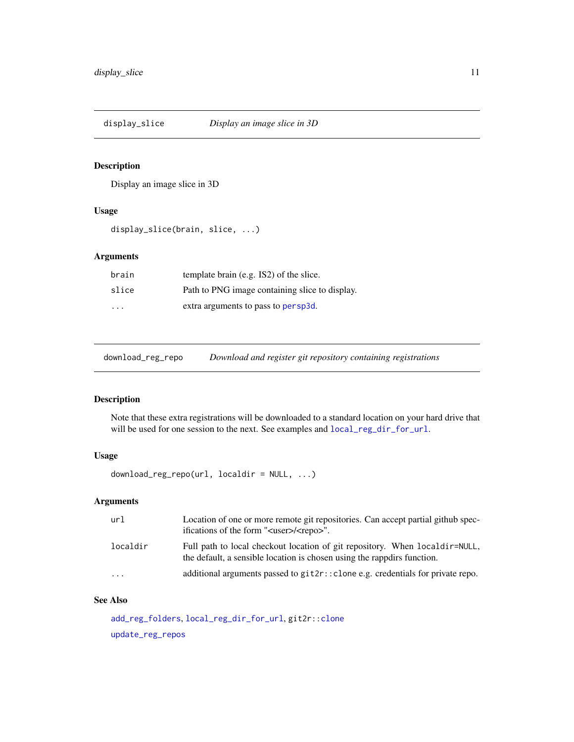## display_slice *Display an image slice in 3D*

### Description

Display an image slice in 3D

### Usage

```
display_slice(brain, slice, ...)
```

### Arguments

| | |
|---|---|
| brain | template brain (e.g. IS2) of the slice. |
| slice | Path to PNG image containing slice to display. |
| ... | extra arguments to pass to persp3d. |

## download_reg_repo *Download and register git repository containing registrations*

### Description

Note that these extra registrations will be downloaded to a standard location on your hard drive that will be used for one session to the next. See examples and local_reg_dir_for_url.

### Usage

```
download_reg_repo(url, localdir = NULL, ...)
```

### Arguments

| | |
|---|---|
| url | Location of one or more remote git repositories. Can accept partial github specifications of the form "<user>/<repo>". |
| localdir | Full path to local checkout location of git repository. When localdir=NULL, the default, a sensible location is chosen using the rappdirs function. |
| ... | additional arguments passed to git2r::clone e.g. credentials for private repo. |

### See Also

add_reg_folders, local_reg_dir_for_url, git2r::clone

update_reg_repos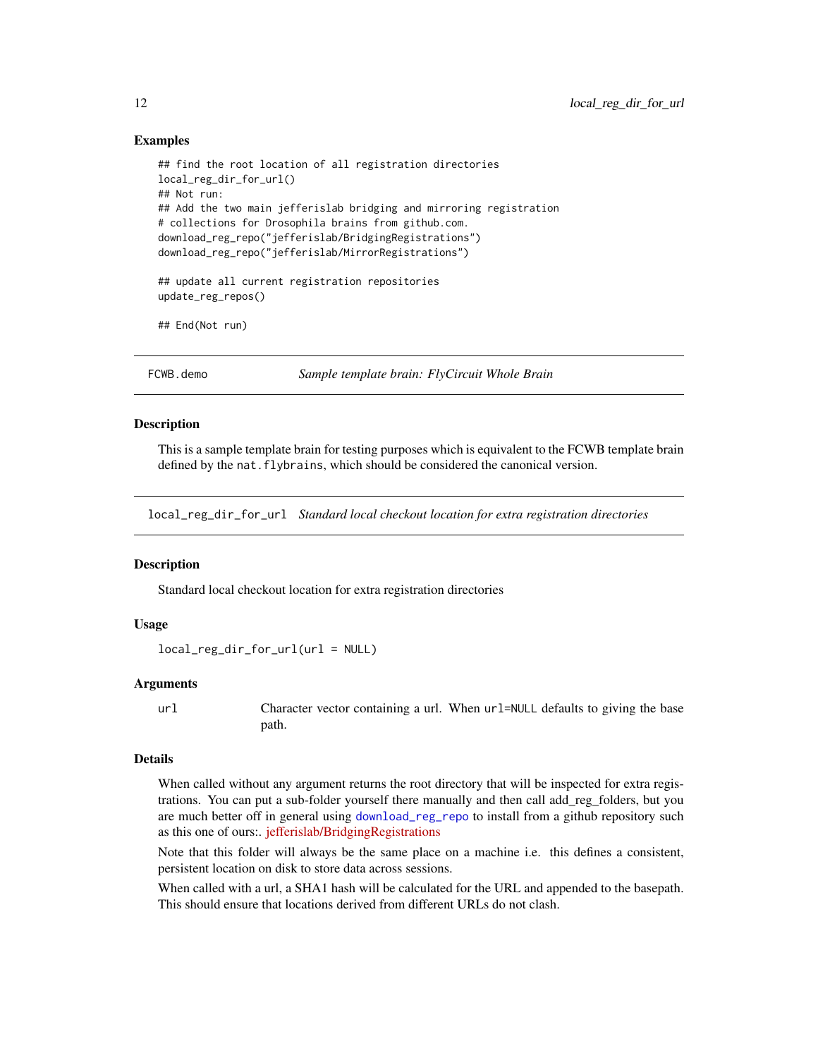### Examples

```
## find the root location of all registration directories
local_reg_dir_for_url()
## Not run:
## Add the two main jefferislab bridging and mirroring registration
# collections for Drosophila brains from github.com.
download_reg_repo("jefferislab/BridgingRegistrations")
download_reg_repo("jefferislab/MirrorRegistrations")

## update all current registration repositories
update_reg_repos()

## End(Not run)
```

---

## FCWB.demo    *Sample template brain: FlyCircuit Whole Brain*

### Description

This is a sample template brain for testing purposes which is equivalent to the FCWB template brain defined by the `nat.flybrains`, which should be considered the canonical version.

---

## local_reg_dir_for_url    *Standard local checkout location for extra registration directories*

### Description

Standard local checkout location for extra registration directories

### Usage

```
local_reg_dir_for_url(url = NULL)
```

### Arguments

| | |
|---|---|
| `url` | Character vector containing a url. When `url=NULL` defaults to giving the base path. |

### Details

When called without any argument returns the root directory that will be inspected for extra registrations. You can put a sub-folder yourself there manually and then call add_reg_folders, but you are much better off in general using `download_reg_repo` to install from a github repository such as this one of ours:. jefferislab/BridgingRegistrations

Note that this folder will always be the same place on a machine i.e. this defines a consistent, persistent location on disk to store data across sessions.

When called with a url, a SHA1 hash will be calculated for the URL and appended to the basepath. This should ensure that locations derived from different URLs do not clash.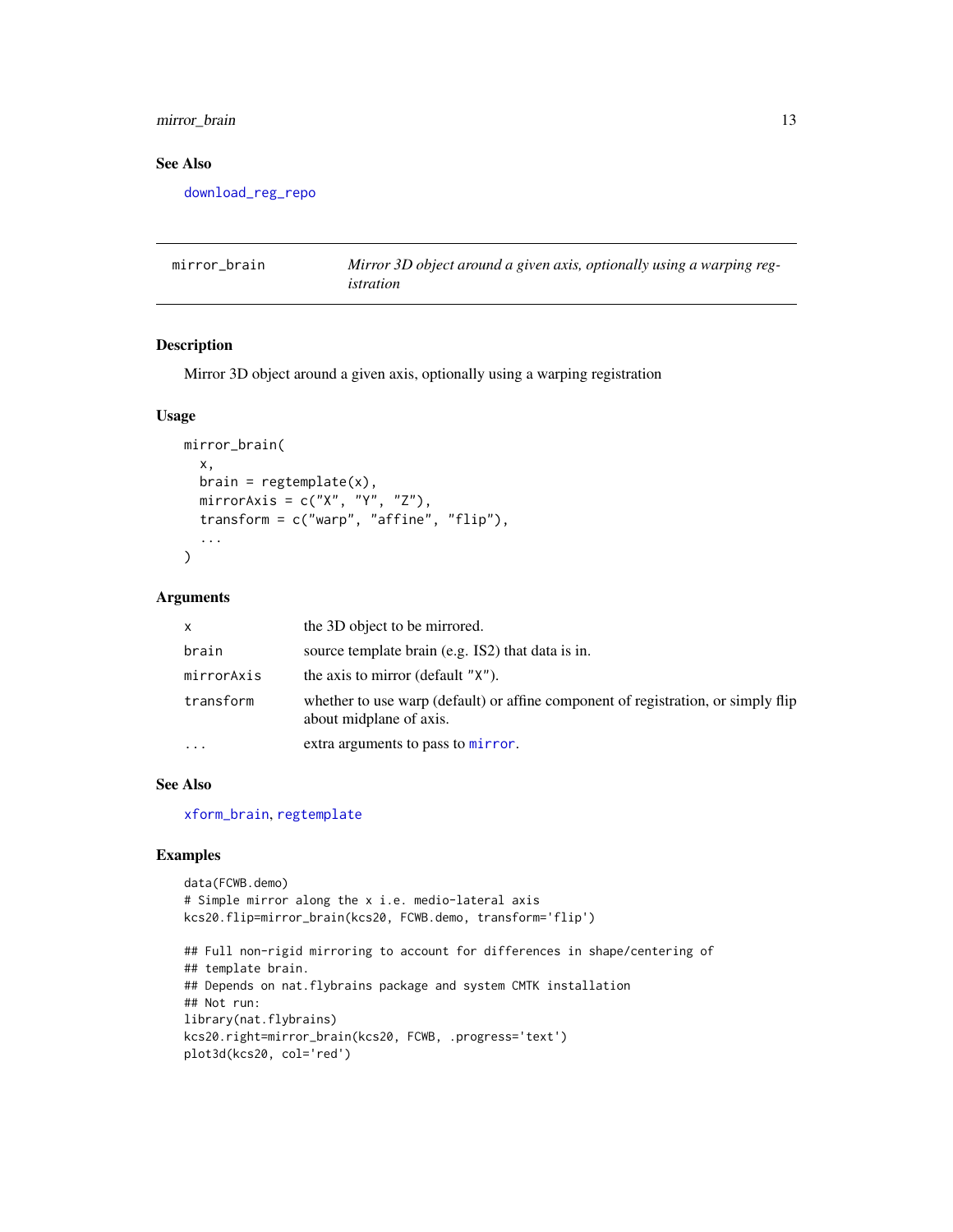## See Also

download_reg_repo

---

## mirror_brain — *Mirror 3D object around a given axis, optionally using a warping registration*

### Description

Mirror 3D object around a given axis, optionally using a warping registration

### Usage

```
mirror_brain(
  x,
  brain = regtemplate(x),
  mirrorAxis = c("X", "Y", "Z"),
  transform = c("warp", "affine", "flip"),
  ...
)
```

### Arguments

| | |
|---|---|
| x | the 3D object to be mirrored. |
| brain | source template brain (e.g. IS2) that data is in. |
| mirrorAxis | the axis to mirror (default "X"). |
| transform | whether to use warp (default) or affine component of registration, or simply flip about midplane of axis. |
| ... | extra arguments to pass to mirror. |

### See Also

xform_brain, regtemplate

### Examples

```
data(FCWB.demo)
# Simple mirror along the x i.e. medio-lateral axis
kcs20.flip=mirror_brain(kcs20, FCWB.demo, transform='flip')

## Full non-rigid mirroring to account for differences in shape/centering of
## template brain.
## Depends on nat.flybrains package and system CMTK installation
## Not run:
library(nat.flybrains)
kcs20.right=mirror_brain(kcs20, FCWB, .progress='text')
plot3d(kcs20, col='red')
```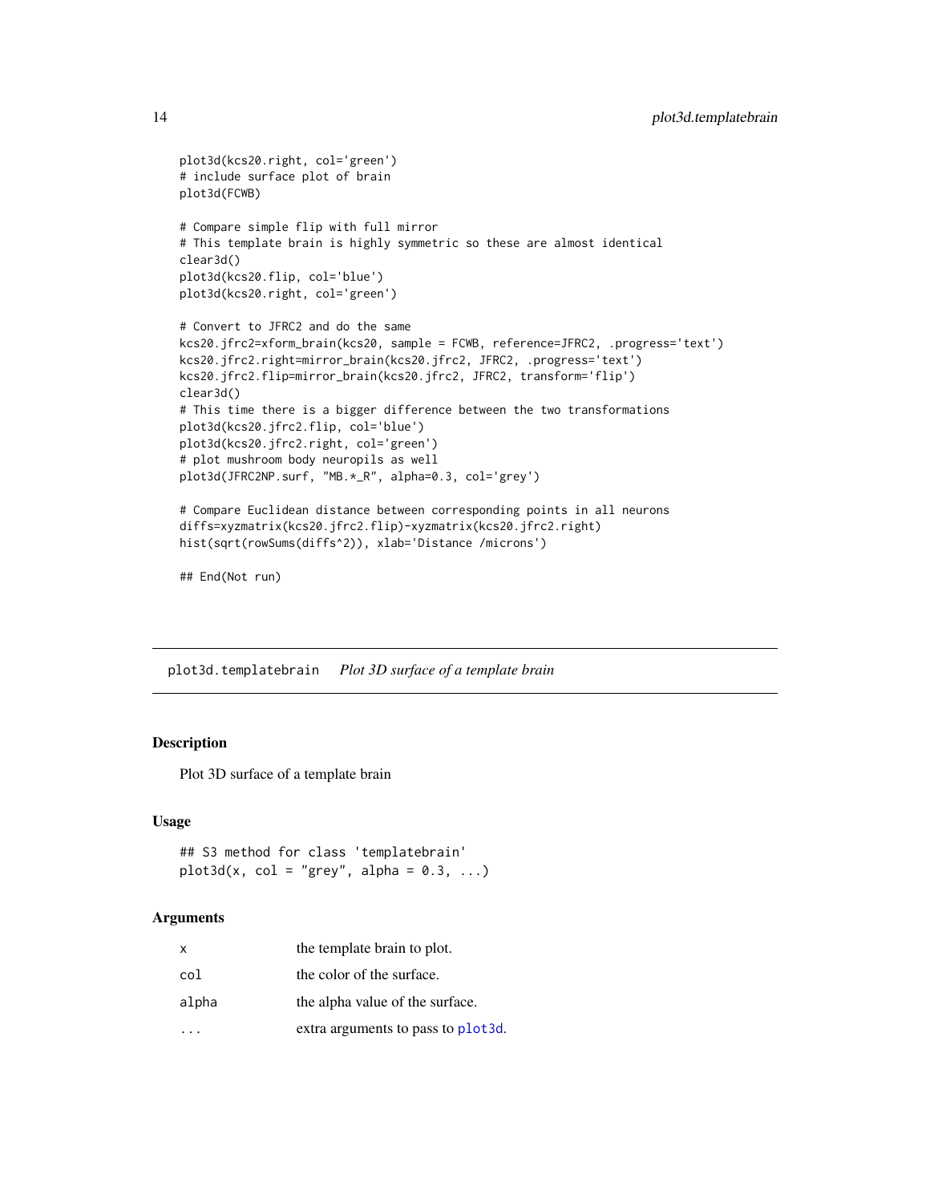```
plot3d(kcs20.right, col='green')
# include surface plot of brain
plot3d(FCWB)

# Compare simple flip with full mirror
# This template brain is highly symmetric so these are almost identical
clear3d()
plot3d(kcs20.flip, col='blue')
plot3d(kcs20.right, col='green')

# Convert to JFRC2 and do the same
kcs20.jfrc2=xform_brain(kcs20, sample = FCWB, reference=JFRC2, .progress='text')
kcs20.jfrc2.right=mirror_brain(kcs20.jfrc2, JFRC2, .progress='text')
kcs20.jfrc2.flip=mirror_brain(kcs20.jfrc2, JFRC2, transform='flip')
clear3d()
# This time there is a bigger difference between the two transformations
plot3d(kcs20.jfrc2.flip, col='blue')
plot3d(kcs20.jfrc2.right, col='green')
# plot mushroom body neuropils as well
plot3d(JFRC2NP.surf, "MB.*_R", alpha=0.3, col='grey')

# Compare Euclidean distance between corresponding points in all neurons
diffs=xyzmatrix(kcs20.jfrc2.flip)-xyzmatrix(kcs20.jfrc2.right)
hist(sqrt(rowSums(diffs^2)), xlab='Distance /microns')

## End(Not run)
```

---

## plot3d.templatebrain *Plot 3D surface of a template brain*

### Description

Plot 3D surface of a template brain

### Usage

```
## S3 method for class 'templatebrain'
plot3d(x, col = "grey", alpha = 0.3, ...)
```

### Arguments

| | |
|---|---|
| x | the template brain to plot. |
| col | the color of the surface. |
| alpha | the alpha value of the surface. |
| ... | extra arguments to pass to plot3d. |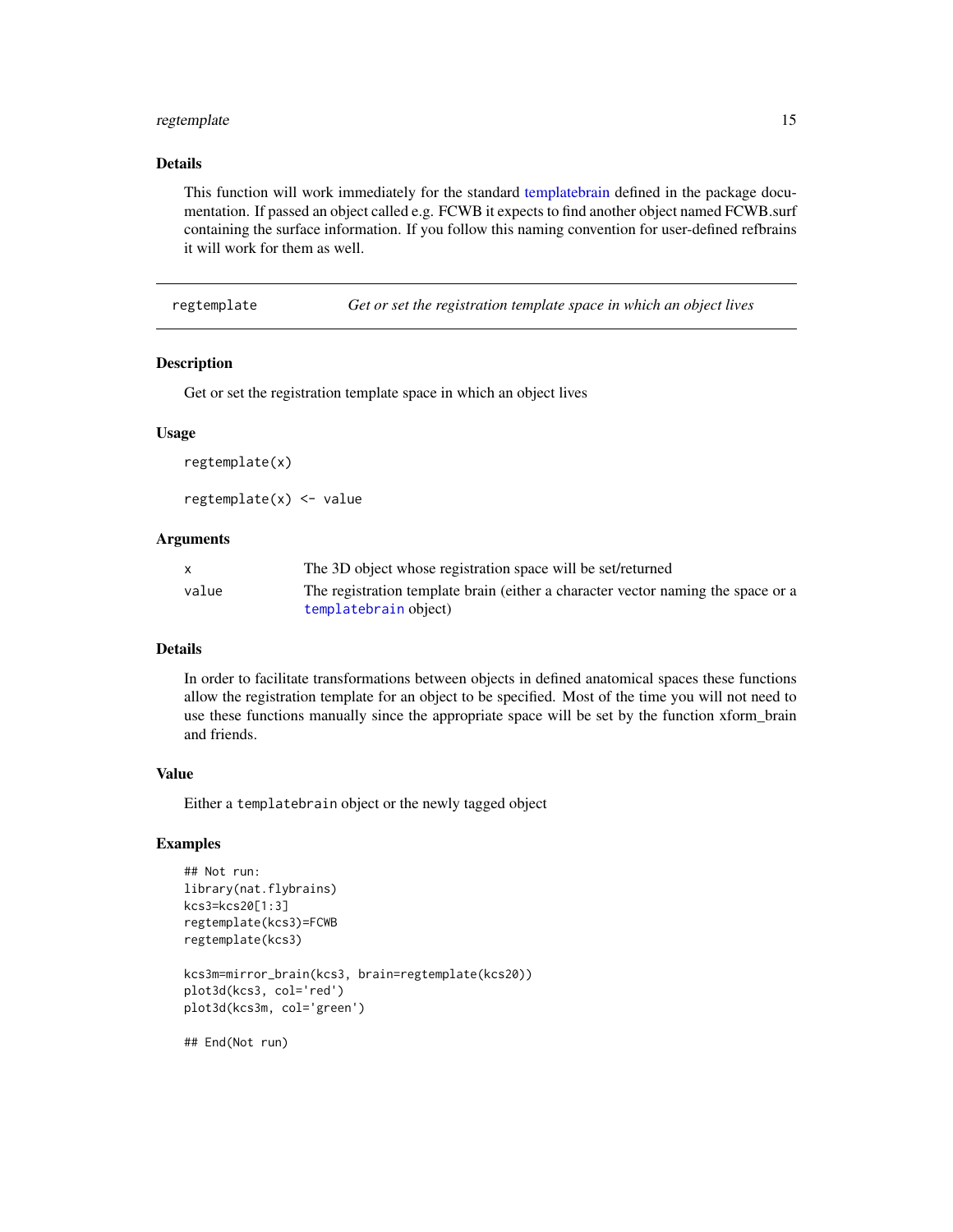### Details

This function will work immediately for the standard templatebrain defined in the package documentation. If passed an object called e.g. FCWB it expects to find another object named FCWB.surf containing the surface information. If you follow this naming convention for user-defined refbrains it will work for them as well.

---

## regtemplate — *Get or set the registration template space in which an object lives*

---

### Description

Get or set the registration template space in which an object lives

### Usage

```
regtemplate(x)

regtemplate(x) <- value
```

### Arguments

| | |
|---|---|
| x | The 3D object whose registration space will be set/returned |
| value | The registration template brain (either a character vector naming the space or a `templatebrain` object) |

### Details

In order to facilitate transformations between objects in defined anatomical spaces these functions allow the registration template for an object to be specified. Most of the time you will not need to use these functions manually since the appropriate space will be set by the function xform_brain and friends.

### Value

Either a `templatebrain` object or the newly tagged object

### Examples

```
## Not run:
library(nat.flybrains)
kcs3=kcs20[1:3]
regtemplate(kcs3)=FCWB
regtemplate(kcs3)

kcs3m=mirror_brain(kcs3, brain=regtemplate(kcs20))
plot3d(kcs3, col='red')
plot3d(kcs3m, col='green')

## End(Not run)
```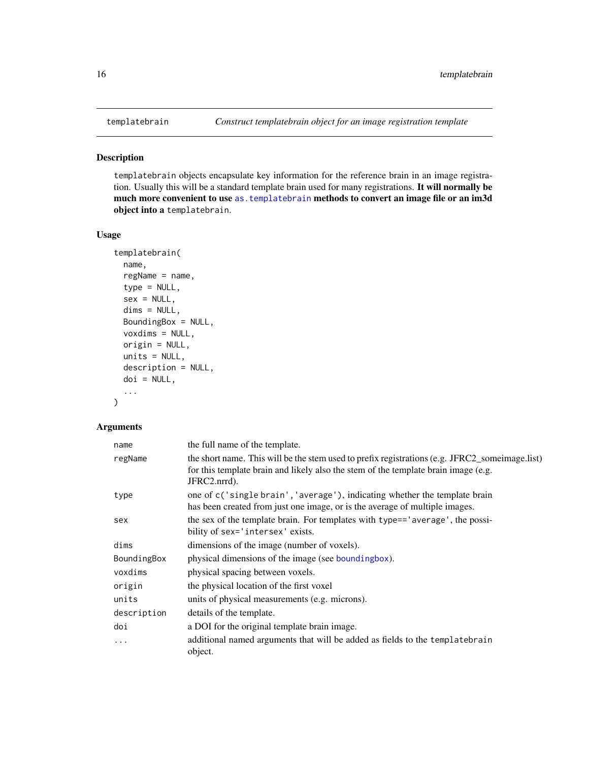## templatebrain — *Construct templatebrain object for an image registration template*

### Description

`templatebrain` objects encapsulate key information for the reference brain in an image registration. Usually this will be a standard template brain used for many registrations. **It will normally be much more convenient to use `as.templatebrain` methods to convert an image file or an im3d object into a `templatebrain`.**

### Usage

```
templatebrain(
  name,
  regName = name,
  type = NULL,
  sex = NULL,
  dims = NULL,
  BoundingBox = NULL,
  voxdims = NULL,
  origin = NULL,
  units = NULL,
  description = NULL,
  doi = NULL,
  ...
)
```

### Arguments

| Argument | Description |
| --- | --- |
| `name` | the full name of the template. |
| `regName` | the short name. This will be the stem used to prefix registrations (e.g. JFRC2_someimage.list) for this template brain and likely also the stem of the template brain image (e.g. JFRC2.nrrd). |
| `type` | one of `c('single brain','average')`, indicating whether the template brain has been created from just one image, or is the average of multiple images. |
| `sex` | the sex of the template brain. For templates with `type=='average'`, the possibility of `sex='intersex'` exists. |
| `dims` | dimensions of the image (number of voxels). |
| `BoundingBox` | physical dimensions of the image (see `boundingbox`). |
| `voxdims` | physical spacing between voxels. |
| `origin` | the physical location of the first voxel |
| `units` | units of physical measurements (e.g. microns). |
| `description` | details of the template. |
| `doi` | a DOI for the original template brain image. |
| `...` | additional named arguments that will be added as fields to the `templatebrain` object. |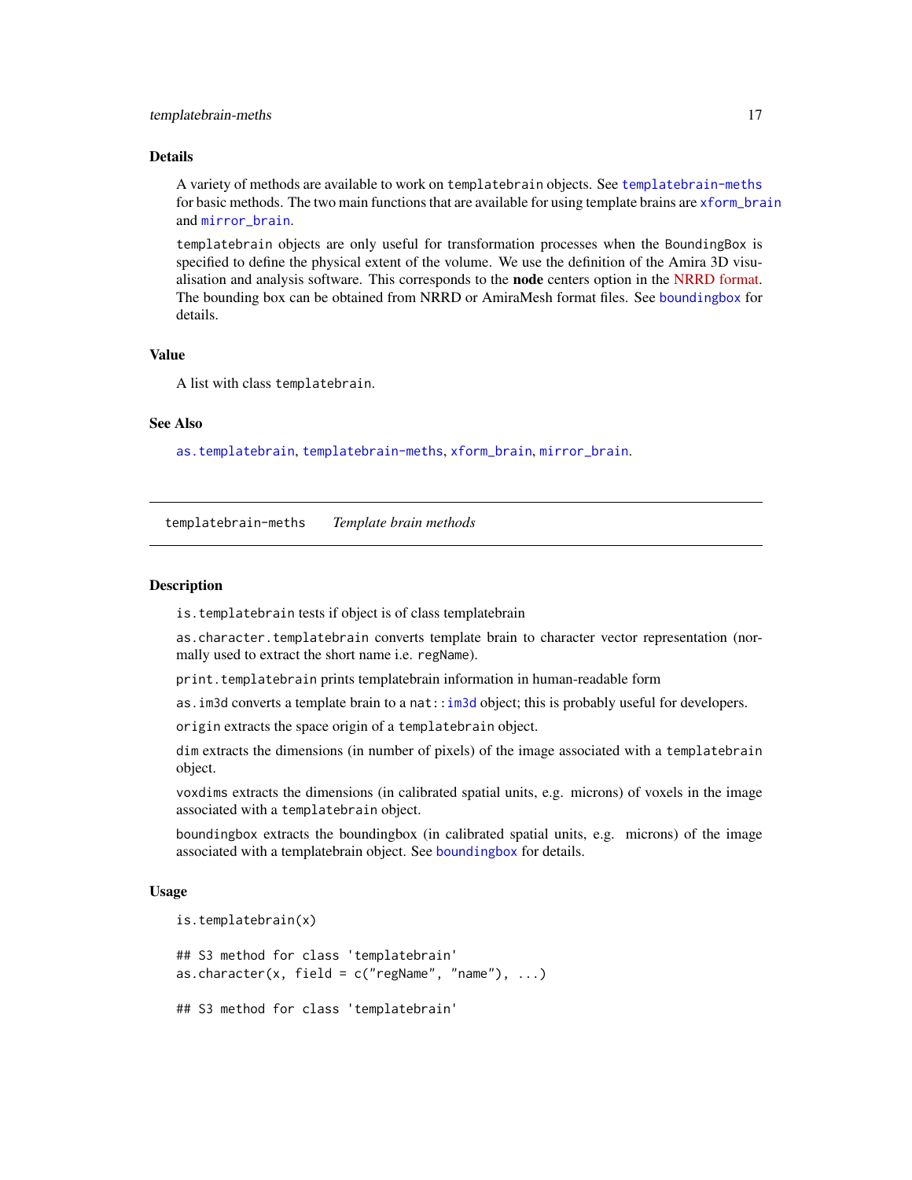### Details

A variety of methods are available to work on `templatebrain` objects. See `templatebrain-meths` for basic methods. The two main functions that are available for using template brains are `xform_brain` and `mirror_brain`.

`templatebrain` objects are only useful for transformation processes when the `BoundingBox` is specified to define the physical extent of the volume. We use the definition of the Amira 3D visualisation and analysis software. This corresponds to the **node** centers option in the NRRD format. The bounding box can be obtained from NRRD or AmiraMesh format files. See `boundingbox` for details.

### Value

A list with class `templatebrain`.

### See Also

`as.templatebrain`, `templatebrain-meths`, `xform_brain`, `mirror_brain`.

---

## templatebrain-meths *Template brain methods*

### Description

`is.templatebrain` tests if object is of class templatebrain

`as.character.templatebrain` converts template brain to character vector representation (normally used to extract the short name i.e. `regName`).

`print.templatebrain` prints templatebrain information in human-readable form

`as.im3d` converts a template brain to a `nat::im3d` object; this is probably useful for developers.

`origin` extracts the space origin of a `templatebrain` object.

`dim` extracts the dimensions (in number of pixels) of the image associated with a `templatebrain` object.

`voxdims` extracts the dimensions (in calibrated spatial units, e.g. microns) of voxels in the image associated with a `templatebrain` object.

`boundingbox` extracts the boundingbox (in calibrated spatial units, e.g. microns) of the image associated with a templatebrain object. See `boundingbox` for details.

### Usage

```
is.templatebrain(x)

## S3 method for class 'templatebrain'
as.character(x, field = c("regName", "name"), ...)

## S3 method for class 'templatebrain'
```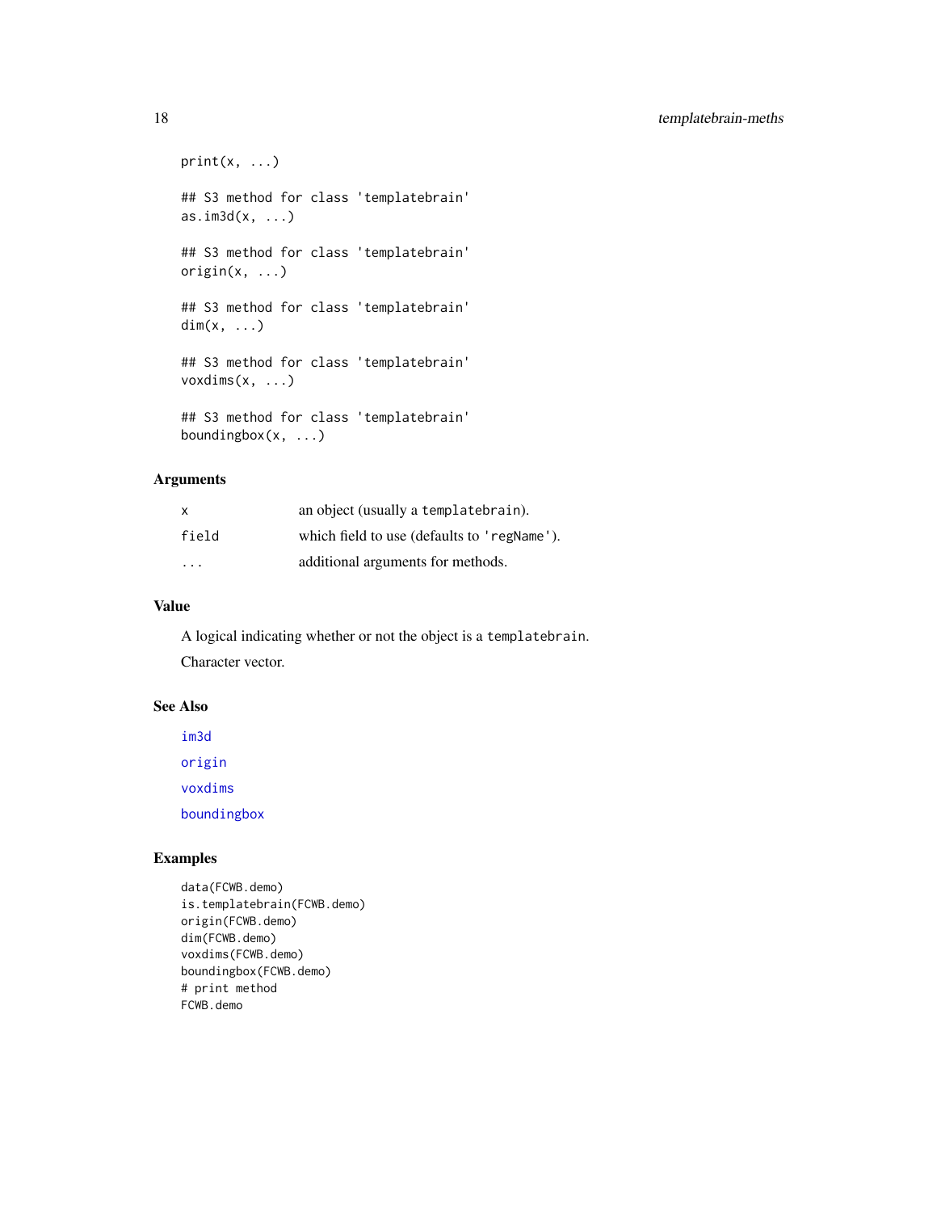```
print(x, ...)

## S3 method for class 'templatebrain'
as.im3d(x, ...)

## S3 method for class 'templatebrain'
origin(x, ...)

## S3 method for class 'templatebrain'
dim(x, ...)

## S3 method for class 'templatebrain'
voxdims(x, ...)

## S3 method for class 'templatebrain'
boundingbox(x, ...)
```

### Arguments

| | |
|---|---|
| x | an object (usually a `templatebrain`). |
| field | which field to use (defaults to `'regName'`). |
| ... | additional arguments for methods. |

### Value

A logical indicating whether or not the object is a `templatebrain`.

Character vector.

### See Also

im3d

origin

voxdims

boundingbox

### Examples

```
data(FCWB.demo)
is.templatebrain(FCWB.demo)
origin(FCWB.demo)
dim(FCWB.demo)
voxdims(FCWB.demo)
boundingbox(FCWB.demo)
# print method
FCWB.demo
```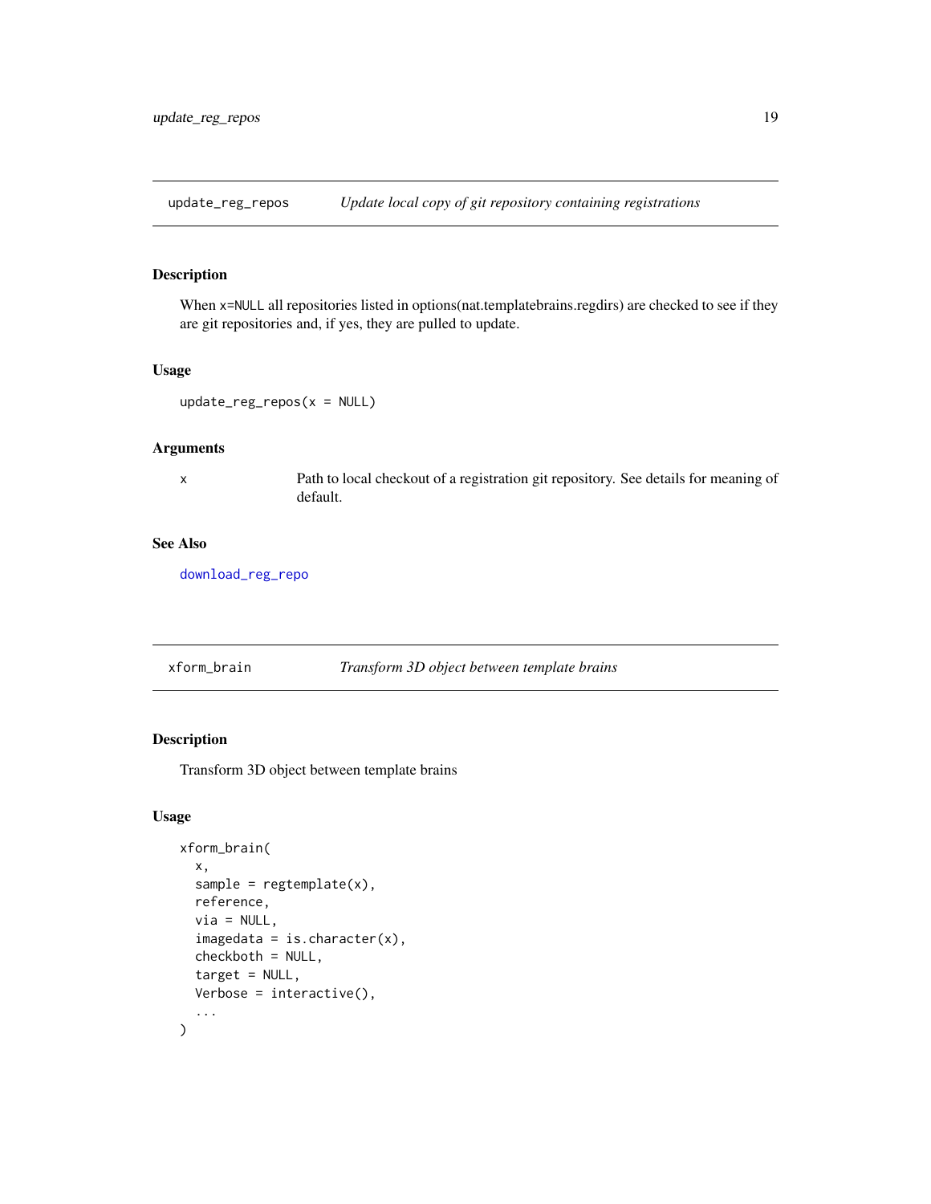## update_reg_repos *Update local copy of git repository containing registrations*

### Description

When x=NULL all repositories listed in options(nat.templatebrains.regdirs) are checked to see if they are git repositories and, if yes, they are pulled to update.

### Usage

```
update_reg_repos(x = NULL)
```

### Arguments

| | |
|---|---|
| x | Path to local checkout of a registration git repository. See details for meaning of default. |

### See Also

download_reg_repo

## xform_brain *Transform 3D object between template brains*

### Description

Transform 3D object between template brains

### Usage

```
xform_brain(
  x,
  sample = regtemplate(x),
  reference,
  via = NULL,
  imagedata = is.character(x),
  checkboth = NULL,
  target = NULL,
  Verbose = interactive(),
  ...
)
```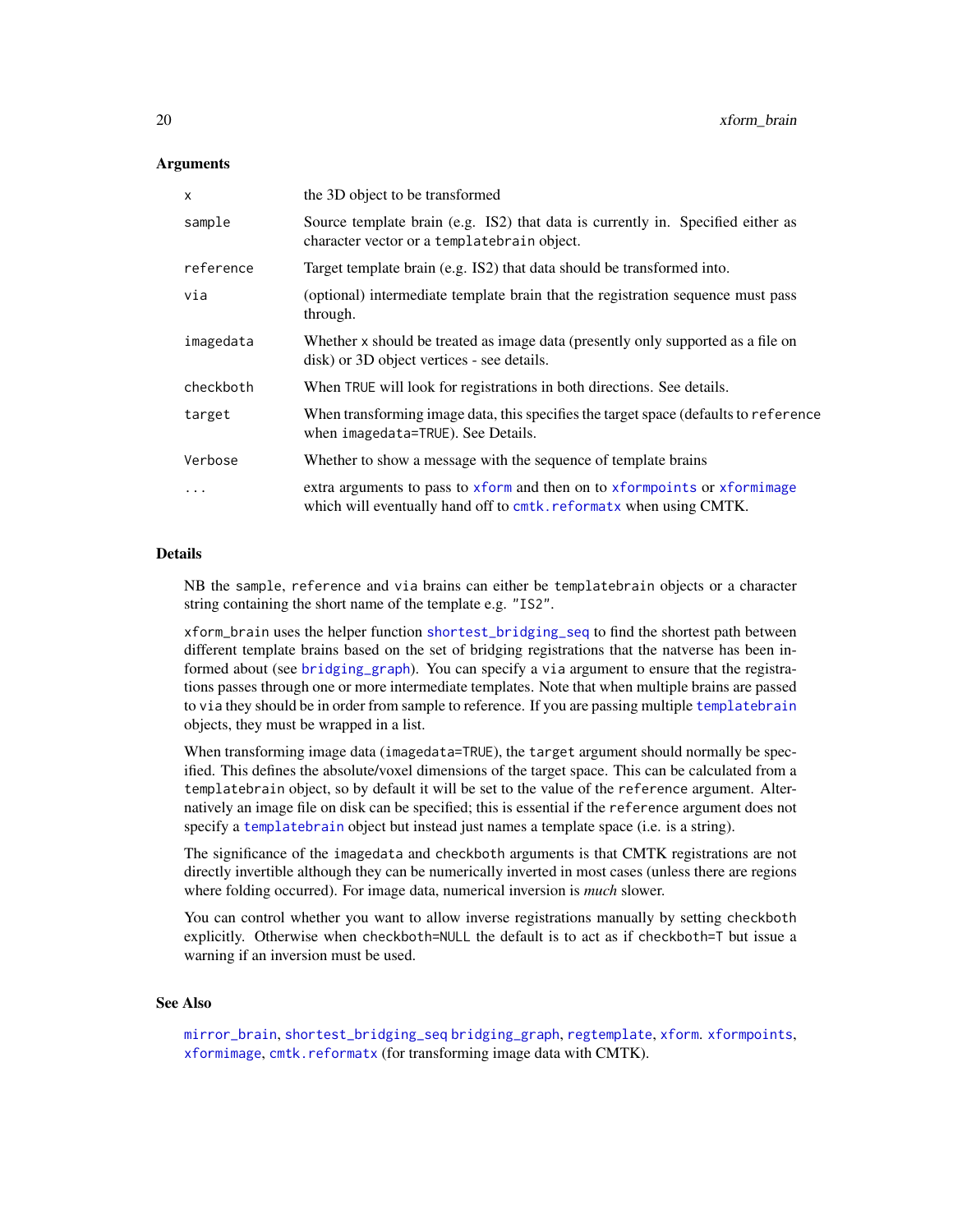## Arguments

| | |
|---|---|
| `x` | the 3D object to be transformed |
| `sample` | Source template brain (e.g. IS2) that data is currently in. Specified either as character vector or a `templatebrain` object. |
| `reference` | Target template brain (e.g. IS2) that data should be transformed into. |
| `via` | (optional) intermediate template brain that the registration sequence must pass through. |
| `imagedata` | Whether `x` should be treated as image data (presently only supported as a file on disk) or 3D object vertices - see details. |
| `checkboth` | When `TRUE` will look for registrations in both directions. See details. |
| `target` | When transforming image data, this specifies the target space (defaults to `reference` when `imagedata=TRUE`). See Details. |
| `Verbose` | Whether to show a message with the sequence of template brains |
| `...` | extra arguments to pass to `xform` and then on to `xformpoints` or `xformimage` which will eventually hand off to `cmtk.reformatx` when using CMTK. |

## Details

NB the `sample`, `reference` and `via` brains can either be `templatebrain` objects or a character string containing the short name of the template e.g. `"IS2"`.

`xform_brain` uses the helper function `shortest_bridging_seq` to find the shortest path between different template brains based on the set of bridging registrations that the natverse has been informed about (see `bridging_graph`). You can specify a `via` argument to ensure that the registrations passes through one or more intermediate templates. Note that when multiple brains are passed to `via` they should be in order from sample to reference. If you are passing multiple `templatebrain` objects, they must be wrapped in a list.

When transforming image data (`imagedata=TRUE`), the `target` argument should normally be specified. This defines the absolute/voxel dimensions of the target space. This can be calculated from a `templatebrain` object, so by default it will be set to the value of the `reference` argument. Alternatively an image file on disk can be specified; this is essential if the `reference` argument does not specify a `templatebrain` object but instead just names a template space (i.e. is a string).

The significance of the `imagedata` and `checkboth` arguments is that CMTK registrations are not directly invertible although they can be numerically inverted in most cases (unless there are regions where folding occurred). For image data, numerical inversion is *much* slower.

You can control whether you want to allow inverse registrations manually by setting `checkboth` explicitly. Otherwise when `checkboth=NULL` the default is to act as if `checkboth=T` but issue a warning if an inversion must be used.

## See Also

`mirror_brain`, `shortest_bridging_seq` `bridging_graph`, `regtemplate`, `xform`. `xformpoints`, `xformimage`, `cmtk.reformatx` (for transforming image data with CMTK).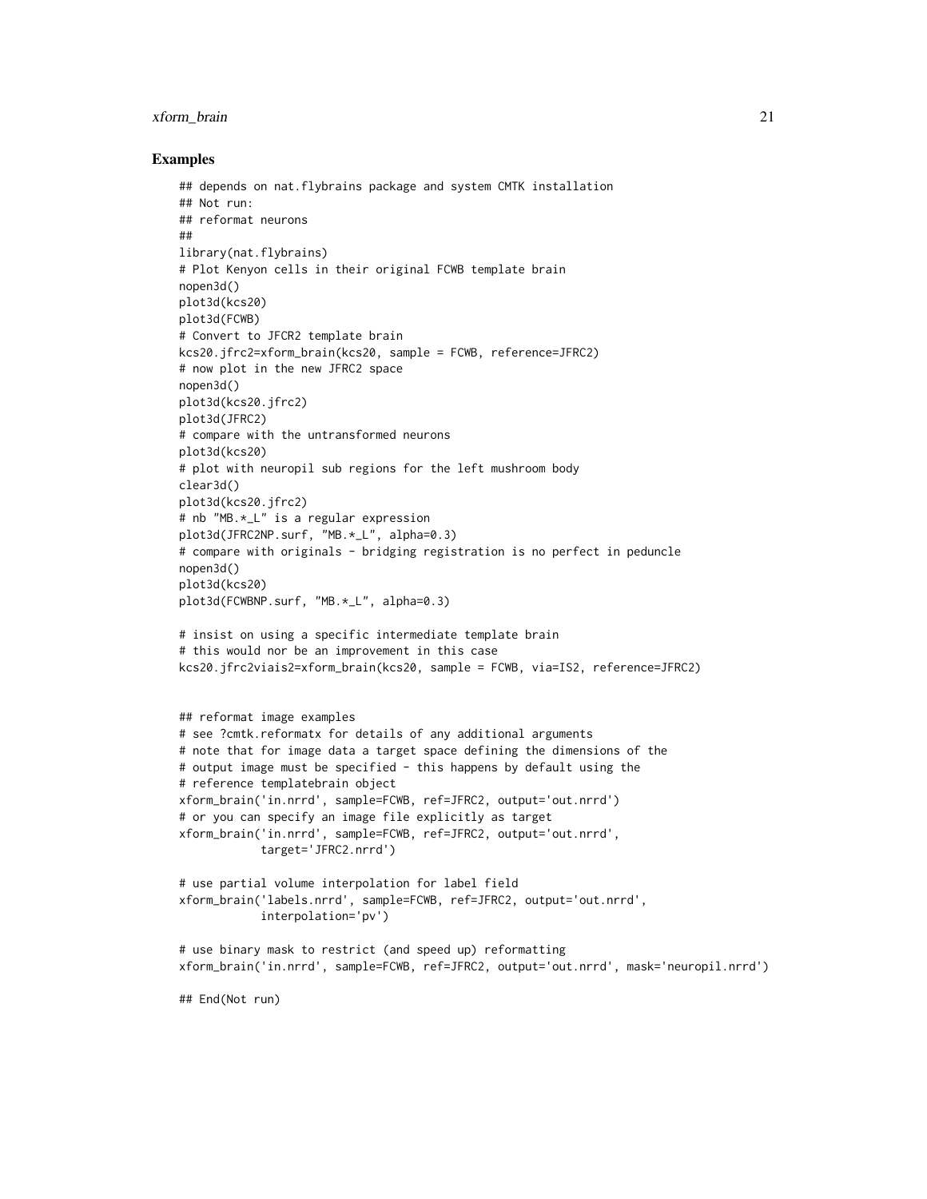### Examples

```
## depends on nat.flybrains package and system CMTK installation
## Not run:
## reformat neurons
##
library(nat.flybrains)
# Plot Kenyon cells in their original FCWB template brain
nopen3d()
plot3d(kcs20)
plot3d(FCWB)
# Convert to JFCR2 template brain
kcs20.jfrc2=xform_brain(kcs20, sample = FCWB, reference=JFRC2)
# now plot in the new JFRC2 space
nopen3d()
plot3d(kcs20.jfrc2)
plot3d(JFRC2)
# compare with the untransformed neurons
plot3d(kcs20)
# plot with neuropil sub regions for the left mushroom body
clear3d()
plot3d(kcs20.jfrc2)
# nb "MB.*_L" is a regular expression
plot3d(JFRC2NP.surf, "MB.*_L", alpha=0.3)
# compare with originals - bridging registration is no perfect in peduncle
nopen3d()
plot3d(kcs20)
plot3d(FCWBNP.surf, "MB.*_L", alpha=0.3)

# insist on using a specific intermediate template brain
# this would nor be an improvement in this case
kcs20.jfrc2viais2=xform_brain(kcs20, sample = FCWB, via=IS2, reference=JFRC2)


## reformat image examples
# see ?cmtk.reformatx for details of any additional arguments
# note that for image data a target space defining the dimensions of the
# output image must be specified - this happens by default using the
# reference templatebrain object
xform_brain('in.nrrd', sample=FCWB, ref=JFRC2, output='out.nrrd')
# or you can specify an image file explicitly as target
xform_brain('in.nrrd', sample=FCWB, ref=JFRC2, output='out.nrrd',
            target='JFRC2.nrrd')

# use partial volume interpolation for label field
xform_brain('labels.nrrd', sample=FCWB, ref=JFRC2, output='out.nrrd',
            interpolation='pv')

# use binary mask to restrict (and speed up) reformatting
xform_brain('in.nrrd', sample=FCWB, ref=JFRC2, output='out.nrrd', mask='neuropil.nrrd')

## End(Not run)
```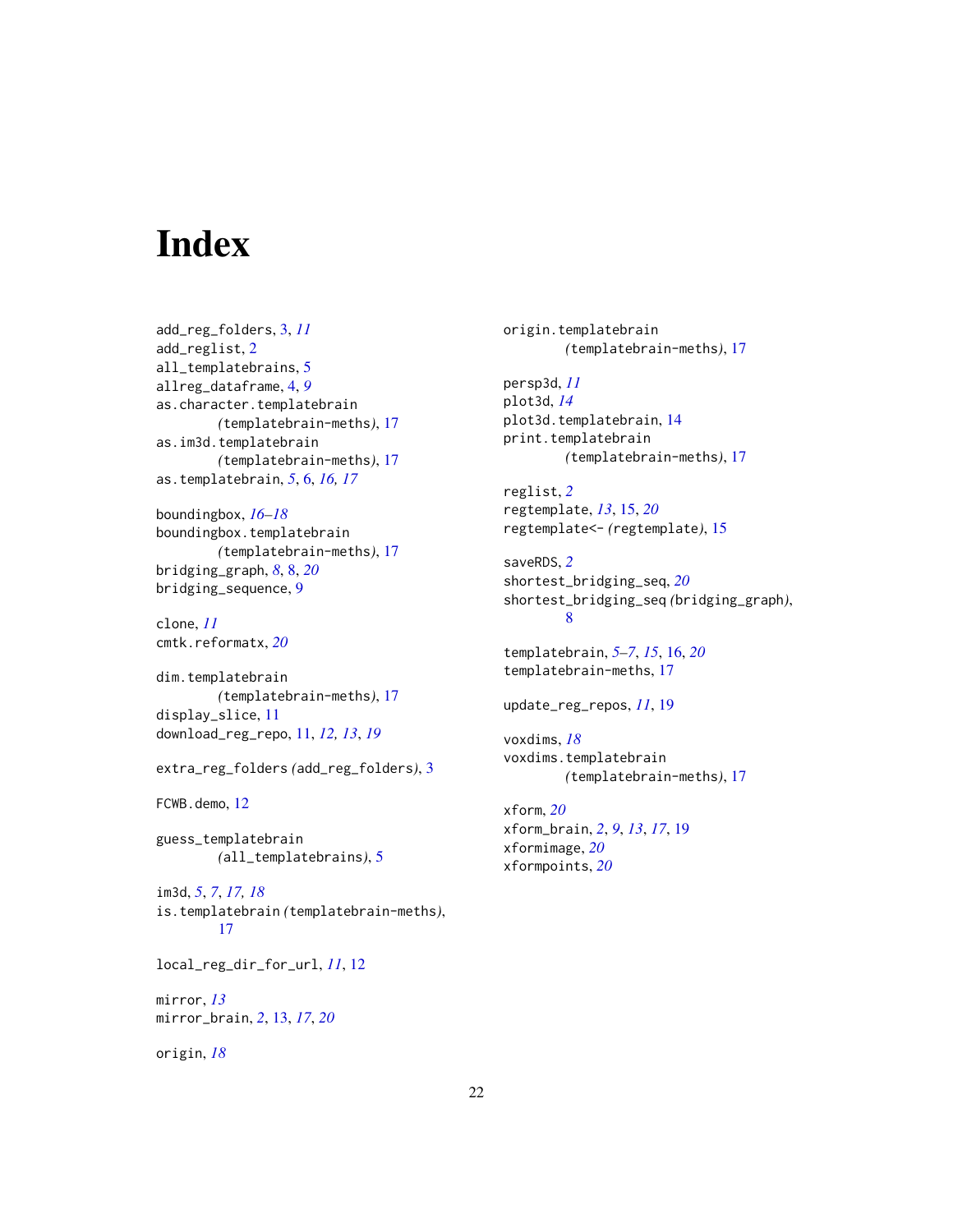# Index

add_reg_folders, 3, *11*
add_reglist, 2
all_templatebrains, 5
allreg_dataframe, 4, *9*
as.character.templatebrain (templatebrain-meths), 17
as.im3d.templatebrain (templatebrain-meths), 17
as.templatebrain, *5*, 6, *16, 17*

boundingbox, *16–18*
boundingbox.templatebrain (templatebrain-meths), 17
bridging_graph, *8*, 8, *20*
bridging_sequence, 9

clone, *11*
cmtk.reformatx, *20*

dim.templatebrain (templatebrain-meths), 17
display_slice, 11
download_reg_repo, 11, *12, 13*, *19*

extra_reg_folders (add_reg_folders), 3

FCWB.demo, 12

guess_templatebrain (all_templatebrains), 5

im3d, *5*, *7*, *17, 18*
is.templatebrain (templatebrain-meths), 17

local_reg_dir_for_url, *11*, 12

mirror, *13*
mirror_brain, *2*, 13, *17*, *20*

origin, *18*
origin.templatebrain (templatebrain-meths), 17

persp3d, *11*
plot3d, *14*
plot3d.templatebrain, 14
print.templatebrain (templatebrain-meths), 17

reglist, *2*
regtemplate, *13*, 15, *20*
regtemplate<- (regtemplate), 15

saveRDS, *2*
shortest_bridging_seq, *20*
shortest_bridging_seq (bridging_graph), 8

templatebrain, *5–7*, *15*, 16, *20*
templatebrain-meths, 17

update_reg_repos, *11*, 19

voxdims, *18*
voxdims.templatebrain (templatebrain-meths), 17

xform, *20*
xform_brain, *2*, *9*, *13*, *17*, 19
xformimage, *20*
xformpoints, *20*